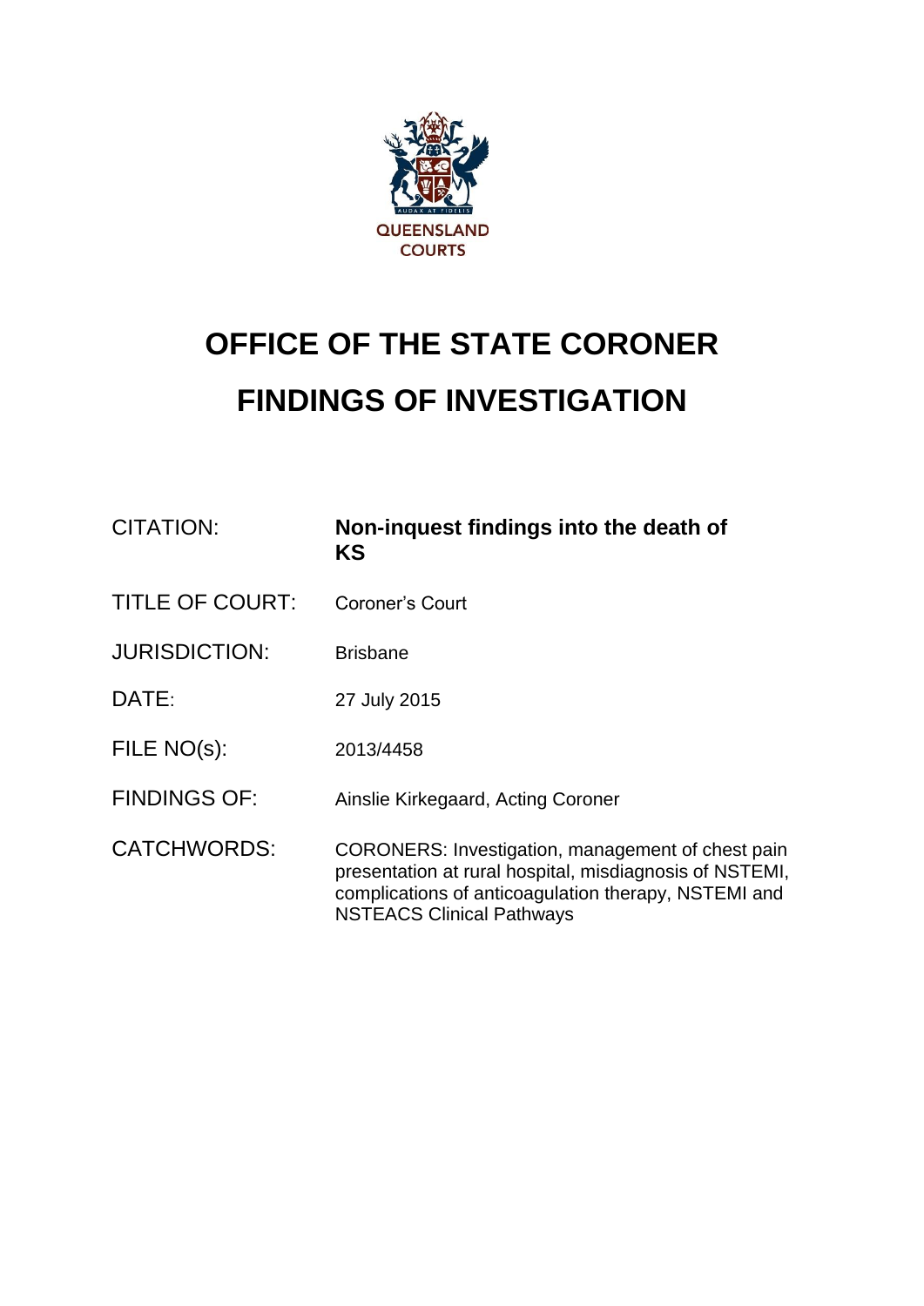QUEENSLAND COURTS

# OFFICE OF THE STATE CORONER

# FINDINGS OF INVESTIGATION

| | |
|---|---|
| CITATION: | **Non-inquest findings into the death of KS** |
| TITLE OF COURT: | Coroner's Court |
| JURISDICTION: | Brisbane |
| DATE: | 27 July 2015 |
| FILE NO(s): | 2013/4458 |
| FINDINGS OF: | Ainslie Kirkegaard, Acting Coroner |
| CATCHWORDS: | CORONERS: Investigation, management of chest pain presentation at rural hospital, misdiagnosis of NSTEMI, complications of anticoagulation therapy, NSTEMI and NSTEACS Clinical Pathways |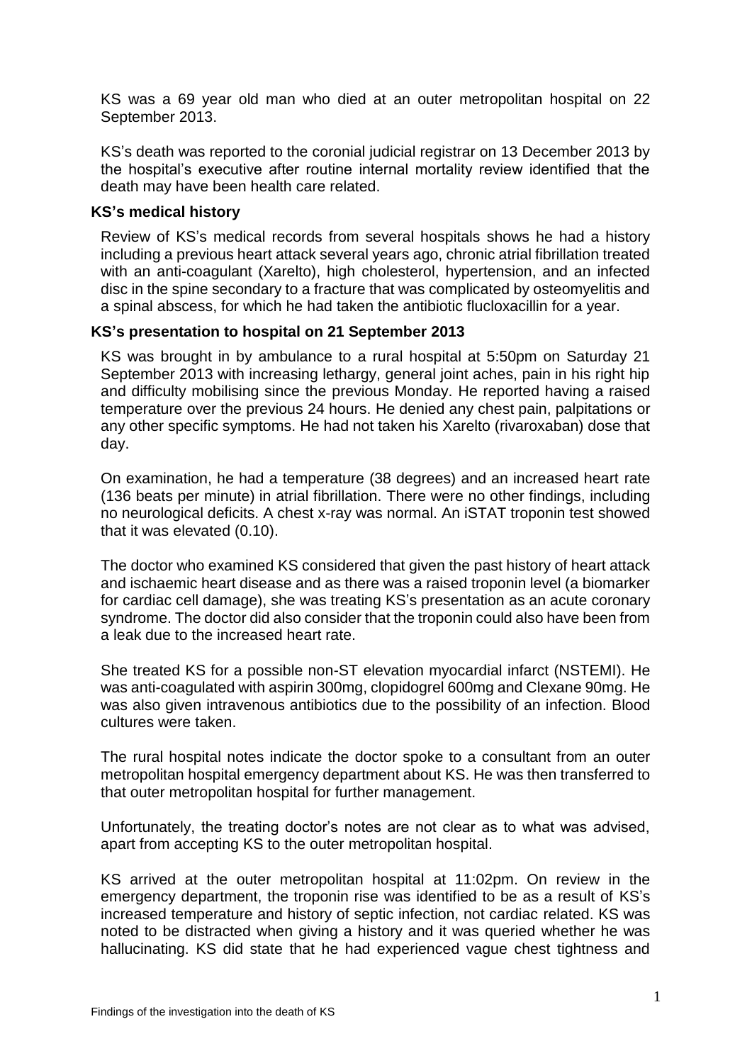KS was a 69 year old man who died at an outer metropolitan hospital on 22 September 2013.

KS's death was reported to the coronial judicial registrar on 13 December 2013 by the hospital's executive after routine internal mortality review identified that the death may have been health care related.

## KS's medical history

Review of KS's medical records from several hospitals shows he had a history including a previous heart attack several years ago, chronic atrial fibrillation treated with an anti-coagulant (Xarelto), high cholesterol, hypertension, and an infected disc in the spine secondary to a fracture that was complicated by osteomyelitis and a spinal abscess, for which he had taken the antibiotic flucloxacillin for a year.

## KS's presentation to hospital on 21 September 2013

KS was brought in by ambulance to a rural hospital at 5:50pm on Saturday 21 September 2013 with increasing lethargy, general joint aches, pain in his right hip and difficulty mobilising since the previous Monday. He reported having a raised temperature over the previous 24 hours. He denied any chest pain, palpitations or any other specific symptoms. He had not taken his Xarelto (rivaroxaban) dose that day.

On examination, he had a temperature (38 degrees) and an increased heart rate (136 beats per minute) in atrial fibrillation. There were no other findings, including no neurological deficits. A chest x-ray was normal. An iSTAT troponin test showed that it was elevated (0.10).

The doctor who examined KS considered that given the past history of heart attack and ischaemic heart disease and as there was a raised troponin level (a biomarker for cardiac cell damage), she was treating KS's presentation as an acute coronary syndrome. The doctor did also consider that the troponin could also have been from a leak due to the increased heart rate.

She treated KS for a possible non-ST elevation myocardial infarct (NSTEMI). He was anti-coagulated with aspirin 300mg, clopidogrel 600mg and Clexane 90mg. He was also given intravenous antibiotics due to the possibility of an infection. Blood cultures were taken.

The rural hospital notes indicate the doctor spoke to a consultant from an outer metropolitan hospital emergency department about KS. He was then transferred to that outer metropolitan hospital for further management.

Unfortunately, the treating doctor's notes are not clear as to what was advised, apart from accepting KS to the outer metropolitan hospital.

KS arrived at the outer metropolitan hospital at 11:02pm. On review in the emergency department, the troponin rise was identified to be as a result of KS's increased temperature and history of septic infection, not cardiac related. KS was noted to be distracted when giving a history and it was queried whether he was hallucinating. KS did state that he had experienced vague chest tightness and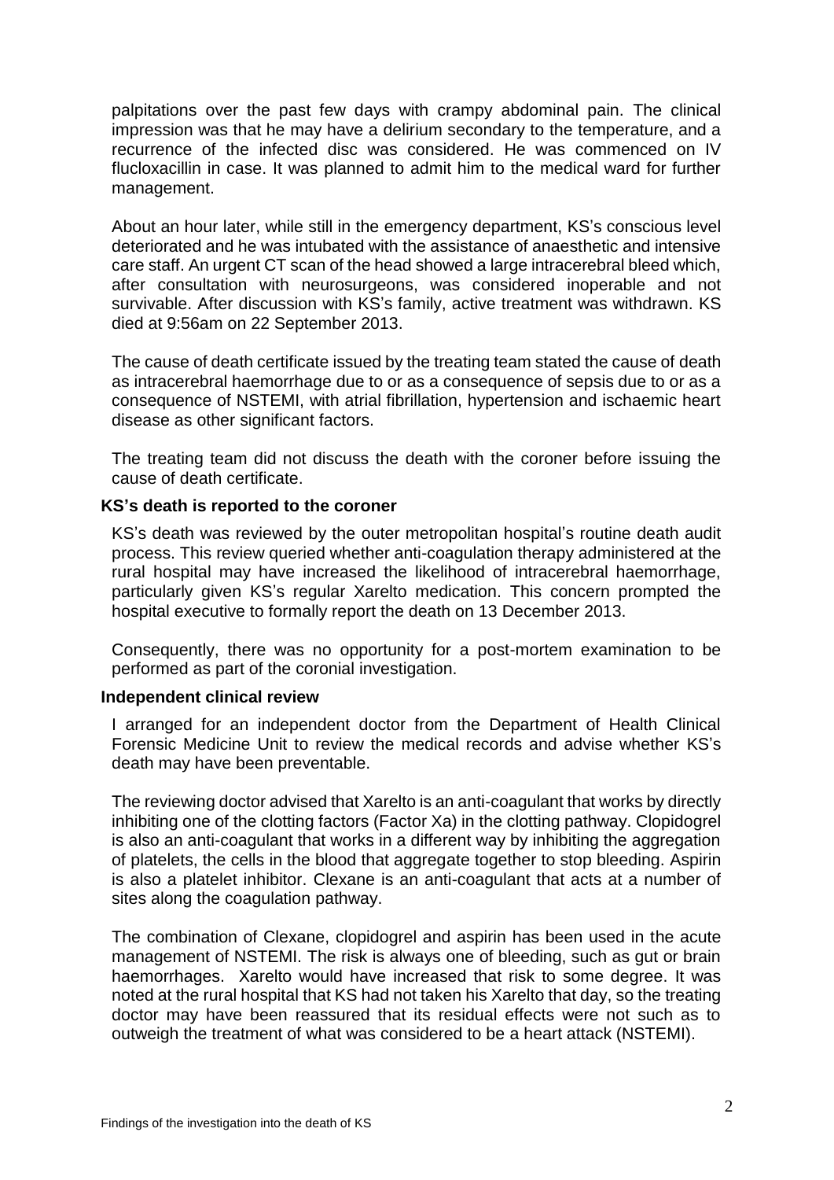palpitations over the past few days with crampy abdominal pain. The clinical impression was that he may have a delirium secondary to the temperature, and a recurrence of the infected disc was considered. He was commenced on IV flucloxacillin in case. It was planned to admit him to the medical ward for further management.

About an hour later, while still in the emergency department, KS's conscious level deteriorated and he was intubated with the assistance of anaesthetic and intensive care staff. An urgent CT scan of the head showed a large intracerebral bleed which, after consultation with neurosurgeons, was considered inoperable and not survivable. After discussion with KS's family, active treatment was withdrawn. KS died at 9:56am on 22 September 2013.

The cause of death certificate issued by the treating team stated the cause of death as intracerebral haemorrhage due to or as a consequence of sepsis due to or as a consequence of NSTEMI, with atrial fibrillation, hypertension and ischaemic heart disease as other significant factors.

The treating team did not discuss the death with the coroner before issuing the cause of death certificate.

### KS's death is reported to the coroner

KS's death was reviewed by the outer metropolitan hospital's routine death audit process. This review queried whether anti-coagulation therapy administered at the rural hospital may have increased the likelihood of intracerebral haemorrhage, particularly given KS's regular Xarelto medication. This concern prompted the hospital executive to formally report the death on 13 December 2013.

Consequently, there was no opportunity for a post-mortem examination to be performed as part of the coronial investigation.

### Independent clinical review

I arranged for an independent doctor from the Department of Health Clinical Forensic Medicine Unit to review the medical records and advise whether KS's death may have been preventable.

The reviewing doctor advised that Xarelto is an anti-coagulant that works by directly inhibiting one of the clotting factors (Factor Xa) in the clotting pathway. Clopidogrel is also an anti-coagulant that works in a different way by inhibiting the aggregation of platelets, the cells in the blood that aggregate together to stop bleeding. Aspirin is also a platelet inhibitor. Clexane is an anti-coagulant that acts at a number of sites along the coagulation pathway.

The combination of Clexane, clopidogrel and aspirin has been used in the acute management of NSTEMI. The risk is always one of bleeding, such as gut or brain haemorrhages. Xarelto would have increased that risk to some degree. It was noted at the rural hospital that KS had not taken his Xarelto that day, so the treating doctor may have been reassured that its residual effects were not such as to outweigh the treatment of what was considered to be a heart attack (NSTEMI).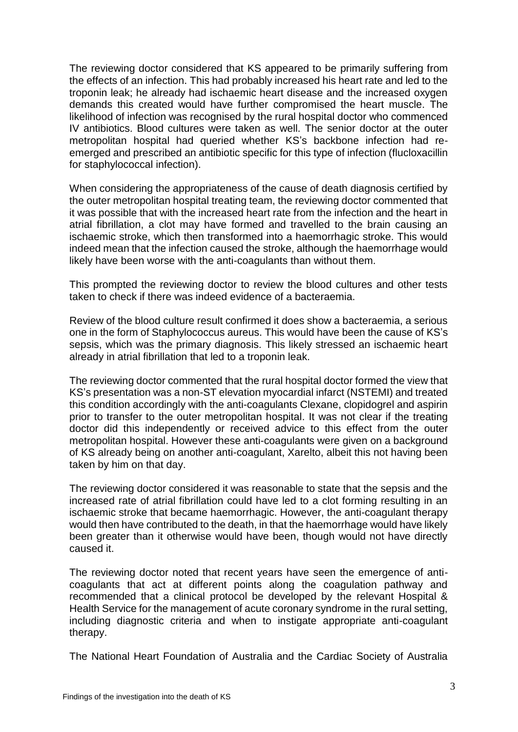The reviewing doctor considered that KS appeared to be primarily suffering from the effects of an infection. This had probably increased his heart rate and led to the troponin leak; he already had ischaemic heart disease and the increased oxygen demands this created would have further compromised the heart muscle. The likelihood of infection was recognised by the rural hospital doctor who commenced IV antibiotics. Blood cultures were taken as well. The senior doctor at the outer metropolitan hospital had queried whether KS's backbone infection had re-emerged and prescribed an antibiotic specific for this type of infection (flucloxacillin for staphylococcal infection).

When considering the appropriateness of the cause of death diagnosis certified by the outer metropolitan hospital treating team, the reviewing doctor commented that it was possible that with the increased heart rate from the infection and the heart in atrial fibrillation, a clot may have formed and travelled to the brain causing an ischaemic stroke, which then transformed into a haemorrhagic stroke. This would indeed mean that the infection caused the stroke, although the haemorrhage would likely have been worse with the anti-coagulants than without them.

This prompted the reviewing doctor to review the blood cultures and other tests taken to check if there was indeed evidence of a bacteraemia.

Review of the blood culture result confirmed it does show a bacteraemia, a serious one in the form of Staphylococcus aureus. This would have been the cause of KS's sepsis, which was the primary diagnosis. This likely stressed an ischaemic heart already in atrial fibrillation that led to a troponin leak.

The reviewing doctor commented that the rural hospital doctor formed the view that KS's presentation was a non-ST elevation myocardial infarct (NSTEMI) and treated this condition accordingly with the anti-coagulants Clexane, clopidogrel and aspirin prior to transfer to the outer metropolitan hospital. It was not clear if the treating doctor did this independently or received advice to this effect from the outer metropolitan hospital. However these anti-coagulants were given on a background of KS already being on another anti-coagulant, Xarelto, albeit this not having been taken by him on that day.

The reviewing doctor considered it was reasonable to state that the sepsis and the increased rate of atrial fibrillation could have led to a clot forming resulting in an ischaemic stroke that became haemorrhagic. However, the anti-coagulant therapy would then have contributed to the death, in that the haemorrhage would have likely been greater than it otherwise would have been, though would not have directly caused it.

The reviewing doctor noted that recent years have seen the emergence of anti-coagulants that act at different points along the coagulation pathway and recommended that a clinical protocol be developed by the relevant Hospital & Health Service for the management of acute coronary syndrome in the rural setting, including diagnostic criteria and when to instigate appropriate anti-coagulant therapy.

The National Heart Foundation of Australia and the Cardiac Society of Australia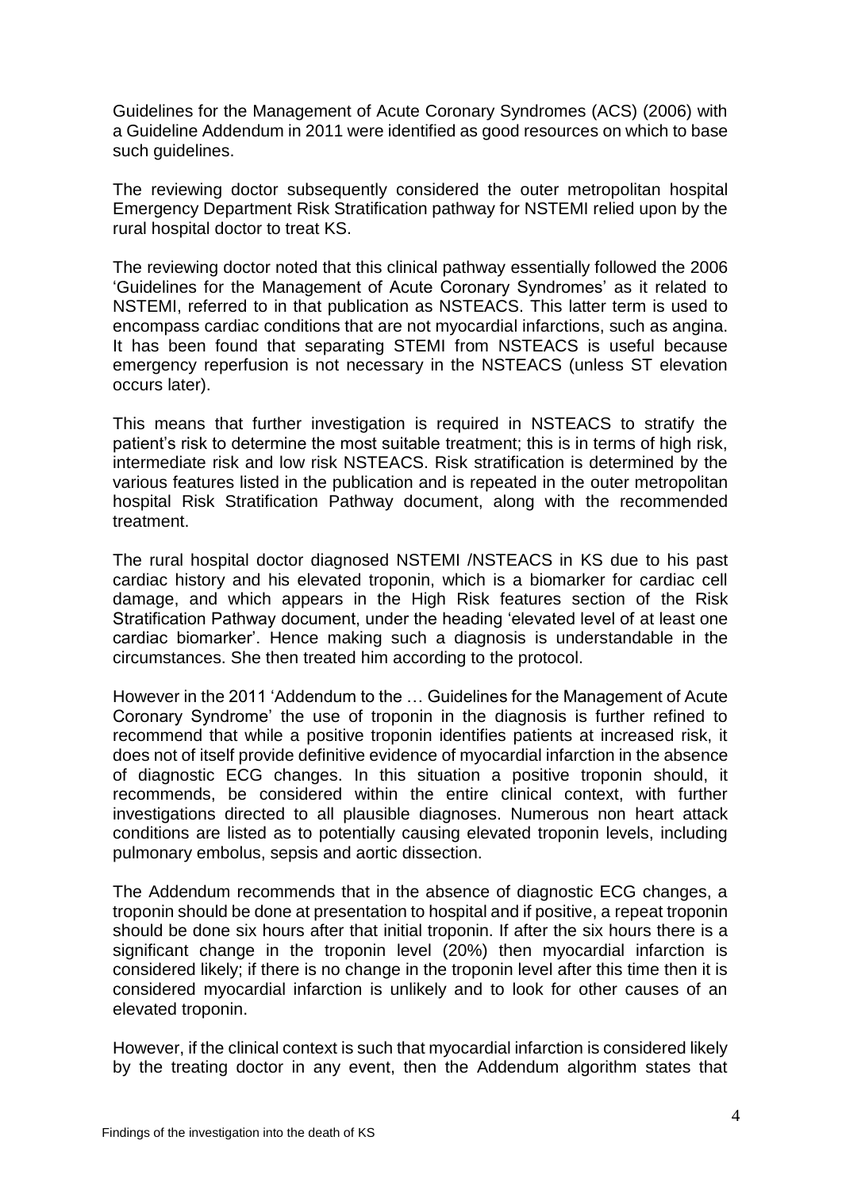Guidelines for the Management of Acute Coronary Syndromes (ACS) (2006) with a Guideline Addendum in 2011 were identified as good resources on which to base such guidelines.

The reviewing doctor subsequently considered the outer metropolitan hospital Emergency Department Risk Stratification pathway for NSTEMI relied upon by the rural hospital doctor to treat KS.

The reviewing doctor noted that this clinical pathway essentially followed the 2006 'Guidelines for the Management of Acute Coronary Syndromes' as it related to NSTEMI, referred to in that publication as NSTEACS. This latter term is used to encompass cardiac conditions that are not myocardial infarctions, such as angina. It has been found that separating STEMI from NSTEACS is useful because emergency reperfusion is not necessary in the NSTEACS (unless ST elevation occurs later).

This means that further investigation is required in NSTEACS to stratify the patient's risk to determine the most suitable treatment; this is in terms of high risk, intermediate risk and low risk NSTEACS. Risk stratification is determined by the various features listed in the publication and is repeated in the outer metropolitan hospital Risk Stratification Pathway document, along with the recommended treatment.

The rural hospital doctor diagnosed NSTEMI /NSTEACS in KS due to his past cardiac history and his elevated troponin, which is a biomarker for cardiac cell damage, and which appears in the High Risk features section of the Risk Stratification Pathway document, under the heading 'elevated level of at least one cardiac biomarker'. Hence making such a diagnosis is understandable in the circumstances. She then treated him according to the protocol.

However in the 2011 'Addendum to the … Guidelines for the Management of Acute Coronary Syndrome' the use of troponin in the diagnosis is further refined to recommend that while a positive troponin identifies patients at increased risk, it does not of itself provide definitive evidence of myocardial infarction in the absence of diagnostic ECG changes. In this situation a positive troponin should, it recommends, be considered within the entire clinical context, with further investigations directed to all plausible diagnoses. Numerous non heart attack conditions are listed as to potentially causing elevated troponin levels, including pulmonary embolus, sepsis and aortic dissection.

The Addendum recommends that in the absence of diagnostic ECG changes, a troponin should be done at presentation to hospital and if positive, a repeat troponin should be done six hours after that initial troponin. If after the six hours there is a significant change in the troponin level (20%) then myocardial infarction is considered likely; if there is no change in the troponin level after this time then it is considered myocardial infarction is unlikely and to look for other causes of an elevated troponin.

However, if the clinical context is such that myocardial infarction is considered likely by the treating doctor in any event, then the Addendum algorithm states that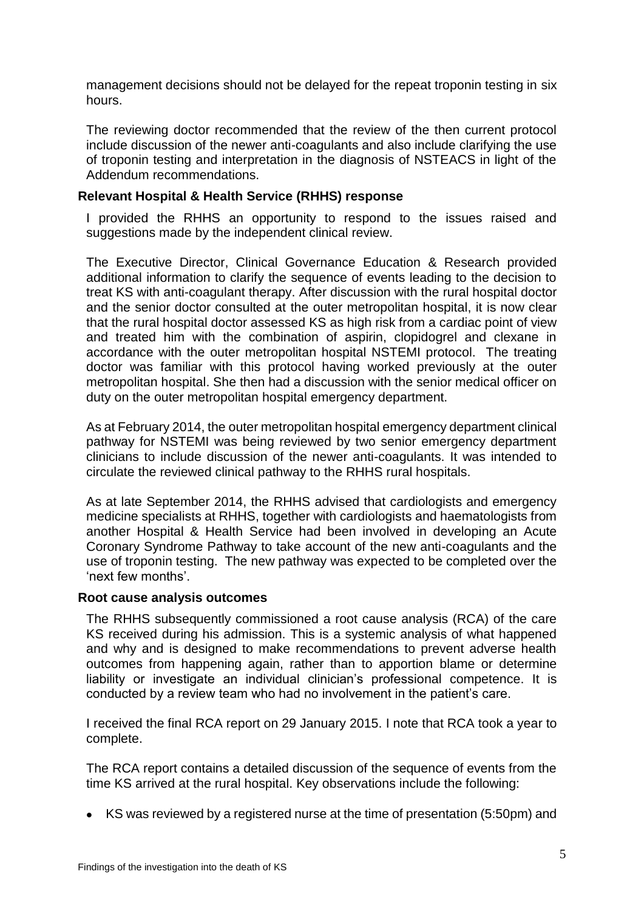management decisions should not be delayed for the repeat troponin testing in six hours.

The reviewing doctor recommended that the review of the then current protocol include discussion of the newer anti-coagulants and also include clarifying the use of troponin testing and interpretation in the diagnosis of NSTEACS in light of the Addendum recommendations.

### Relevant Hospital & Health Service (RHHS) response

I provided the RHHS an opportunity to respond to the issues raised and suggestions made by the independent clinical review.

The Executive Director, Clinical Governance Education & Research provided additional information to clarify the sequence of events leading to the decision to treat KS with anti-coagulant therapy. After discussion with the rural hospital doctor and the senior doctor consulted at the outer metropolitan hospital, it is now clear that the rural hospital doctor assessed KS as high risk from a cardiac point of view and treated him with the combination of aspirin, clopidogrel and clexane in accordance with the outer metropolitan hospital NSTEMI protocol. The treating doctor was familiar with this protocol having worked previously at the outer metropolitan hospital. She then had a discussion with the senior medical officer on duty on the outer metropolitan hospital emergency department.

As at February 2014, the outer metropolitan hospital emergency department clinical pathway for NSTEMI was being reviewed by two senior emergency department clinicians to include discussion of the newer anti-coagulants. It was intended to circulate the reviewed clinical pathway to the RHHS rural hospitals.

As at late September 2014, the RHHS advised that cardiologists and emergency medicine specialists at RHHS, together with cardiologists and haematologists from another Hospital & Health Service had been involved in developing an Acute Coronary Syndrome Pathway to take account of the new anti-coagulants and the use of troponin testing. The new pathway was expected to be completed over the 'next few months'.

### Root cause analysis outcomes

The RHHS subsequently commissioned a root cause analysis (RCA) of the care KS received during his admission. This is a systemic analysis of what happened and why and is designed to make recommendations to prevent adverse health outcomes from happening again, rather than to apportion blame or determine liability or investigate an individual clinician's professional competence. It is conducted by a review team who had no involvement in the patient's care.

I received the final RCA report on 29 January 2015. I note that RCA took a year to complete.

The RCA report contains a detailed discussion of the sequence of events from the time KS arrived at the rural hospital. Key observations include the following:

- KS was reviewed by a registered nurse at the time of presentation (5:50pm) and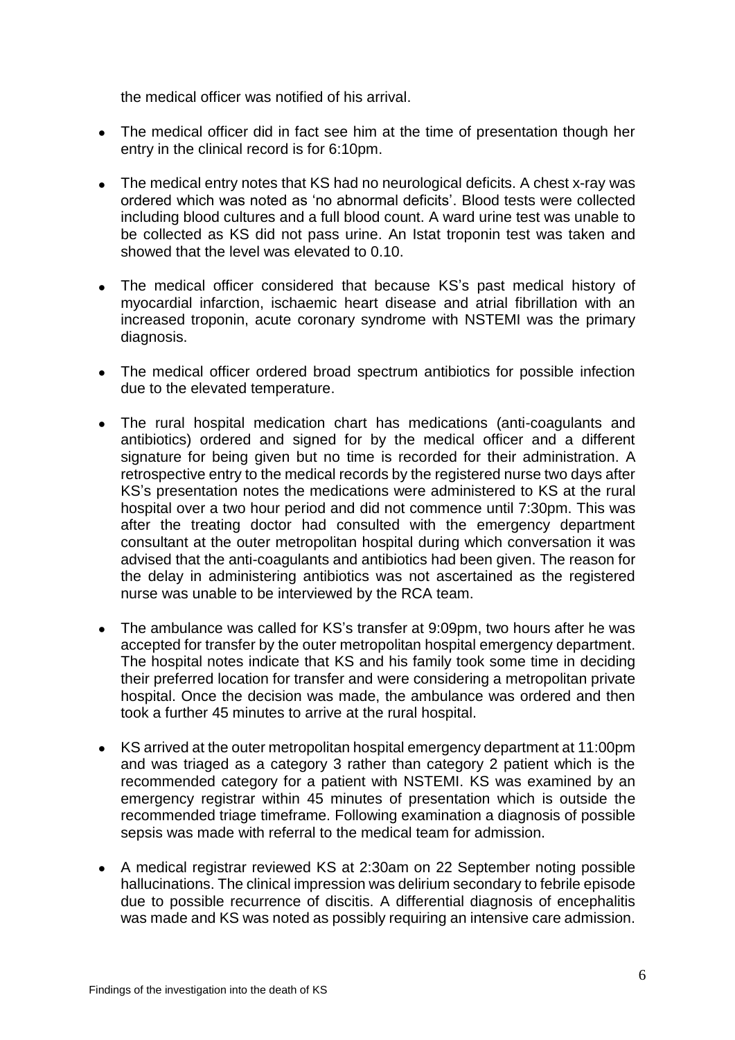the medical officer was notified of his arrival.

- The medical officer did in fact see him at the time of presentation though her entry in the clinical record is for 6:10pm.
- The medical entry notes that KS had no neurological deficits. A chest x-ray was ordered which was noted as 'no abnormal deficits'. Blood tests were collected including blood cultures and a full blood count. A ward urine test was unable to be collected as KS did not pass urine. An Istat troponin test was taken and showed that the level was elevated to 0.10.
- The medical officer considered that because KS's past medical history of myocardial infarction, ischaemic heart disease and atrial fibrillation with an increased troponin, acute coronary syndrome with NSTEMI was the primary diagnosis.
- The medical officer ordered broad spectrum antibiotics for possible infection due to the elevated temperature.
- The rural hospital medication chart has medications (anti-coagulants and antibiotics) ordered and signed for by the medical officer and a different signature for being given but no time is recorded for their administration. A retrospective entry to the medical records by the registered nurse two days after KS's presentation notes the medications were administered to KS at the rural hospital over a two hour period and did not commence until 7:30pm. This was after the treating doctor had consulted with the emergency department consultant at the outer metropolitan hospital during which conversation it was advised that the anti-coagulants and antibiotics had been given. The reason for the delay in administering antibiotics was not ascertained as the registered nurse was unable to be interviewed by the RCA team.
- The ambulance was called for KS's transfer at 9:09pm, two hours after he was accepted for transfer by the outer metropolitan hospital emergency department. The hospital notes indicate that KS and his family took some time in deciding their preferred location for transfer and were considering a metropolitan private hospital. Once the decision was made, the ambulance was ordered and then took a further 45 minutes to arrive at the rural hospital.
- KS arrived at the outer metropolitan hospital emergency department at 11:00pm and was triaged as a category 3 rather than category 2 patient which is the recommended category for a patient with NSTEMI. KS was examined by an emergency registrar within 45 minutes of presentation which is outside the recommended triage timeframe. Following examination a diagnosis of possible sepsis was made with referral to the medical team for admission.
- A medical registrar reviewed KS at 2:30am on 22 September noting possible hallucinations. The clinical impression was delirium secondary to febrile episode due to possible recurrence of discitis. A differential diagnosis of encephalitis was made and KS was noted as possibly requiring an intensive care admission.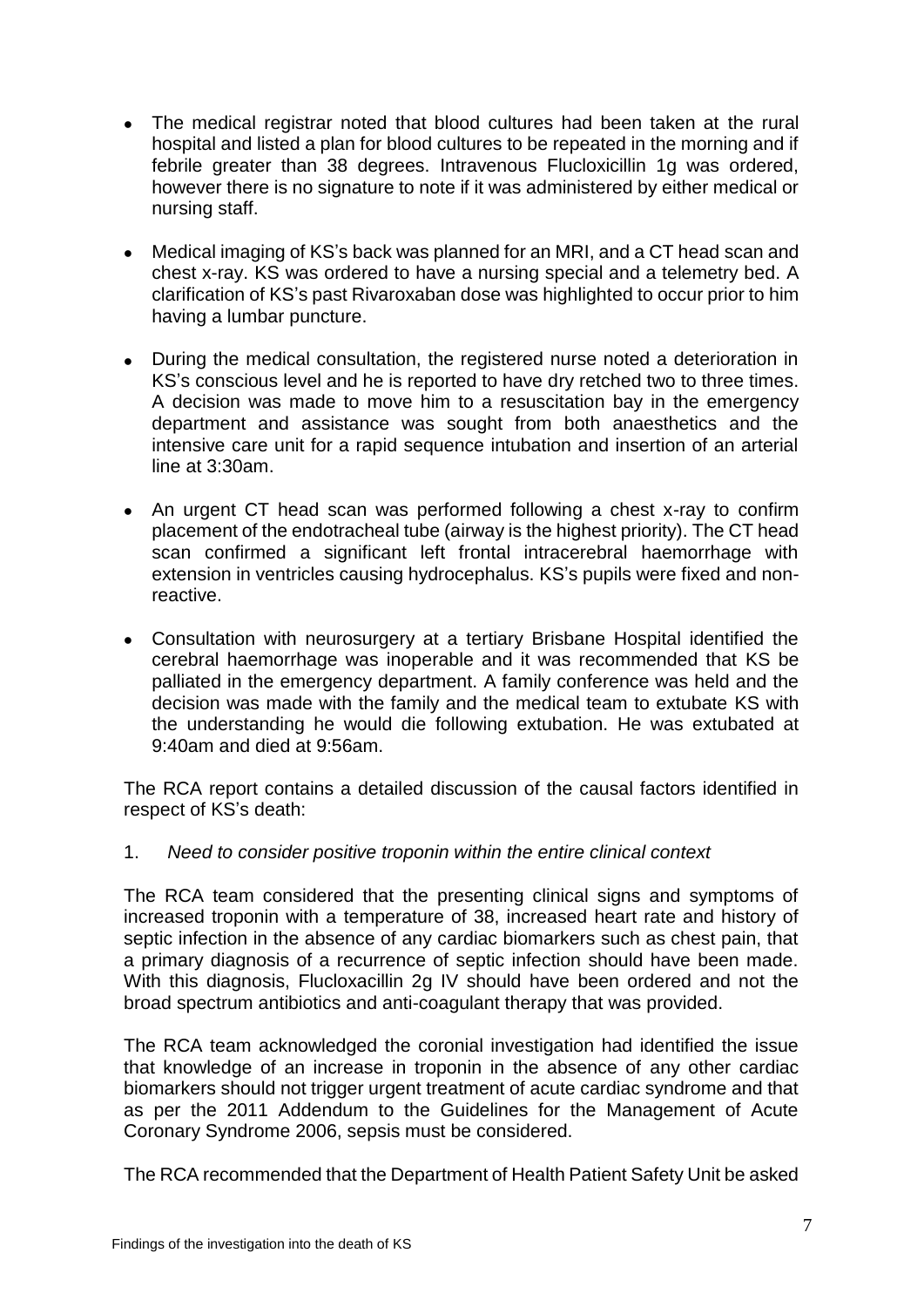- The medical registrar noted that blood cultures had been taken at the rural hospital and listed a plan for blood cultures to be repeated in the morning and if febrile greater than 38 degrees. Intravenous Flucloxicillin 1g was ordered, however there is no signature to note if it was administered by either medical or nursing staff.

- Medical imaging of KS's back was planned for an MRI, and a CT head scan and chest x-ray. KS was ordered to have a nursing special and a telemetry bed. A clarification of KS's past Rivaroxaban dose was highlighted to occur prior to him having a lumbar puncture.

- During the medical consultation, the registered nurse noted a deterioration in KS's conscious level and he is reported to have dry retched two to three times. A decision was made to move him to a resuscitation bay in the emergency department and assistance was sought from both anaesthetics and the intensive care unit for a rapid sequence intubation and insertion of an arterial line at 3:30am.

- An urgent CT head scan was performed following a chest x-ray to confirm placement of the endotracheal tube (airway is the highest priority). The CT head scan confirmed a significant left frontal intracerebral haemorrhage with extension in ventricles causing hydrocephalus. KS's pupils were fixed and non-reactive.

- Consultation with neurosurgery at a tertiary Brisbane Hospital identified the cerebral haemorrhage was inoperable and it was recommended that KS be palliated in the emergency department. A family conference was held and the decision was made with the family and the medical team to extubate KS with the understanding he would die following extubation. He was extubated at 9:40am and died at 9:56am.

The RCA report contains a detailed discussion of the causal factors identified in respect of KS's death:

1. *Need to consider positive troponin within the entire clinical context*

The RCA team considered that the presenting clinical signs and symptoms of increased troponin with a temperature of 38, increased heart rate and history of septic infection in the absence of any cardiac biomarkers such as chest pain, that a primary diagnosis of a recurrence of septic infection should have been made. With this diagnosis, Flucloxacillin 2g IV should have been ordered and not the broad spectrum antibiotics and anti-coagulant therapy that was provided.

The RCA team acknowledged the coronial investigation had identified the issue that knowledge of an increase in troponin in the absence of any other cardiac biomarkers should not trigger urgent treatment of acute cardiac syndrome and that as per the 2011 Addendum to the Guidelines for the Management of Acute Coronary Syndrome 2006, sepsis must be considered.

The RCA recommended that the Department of Health Patient Safety Unit be asked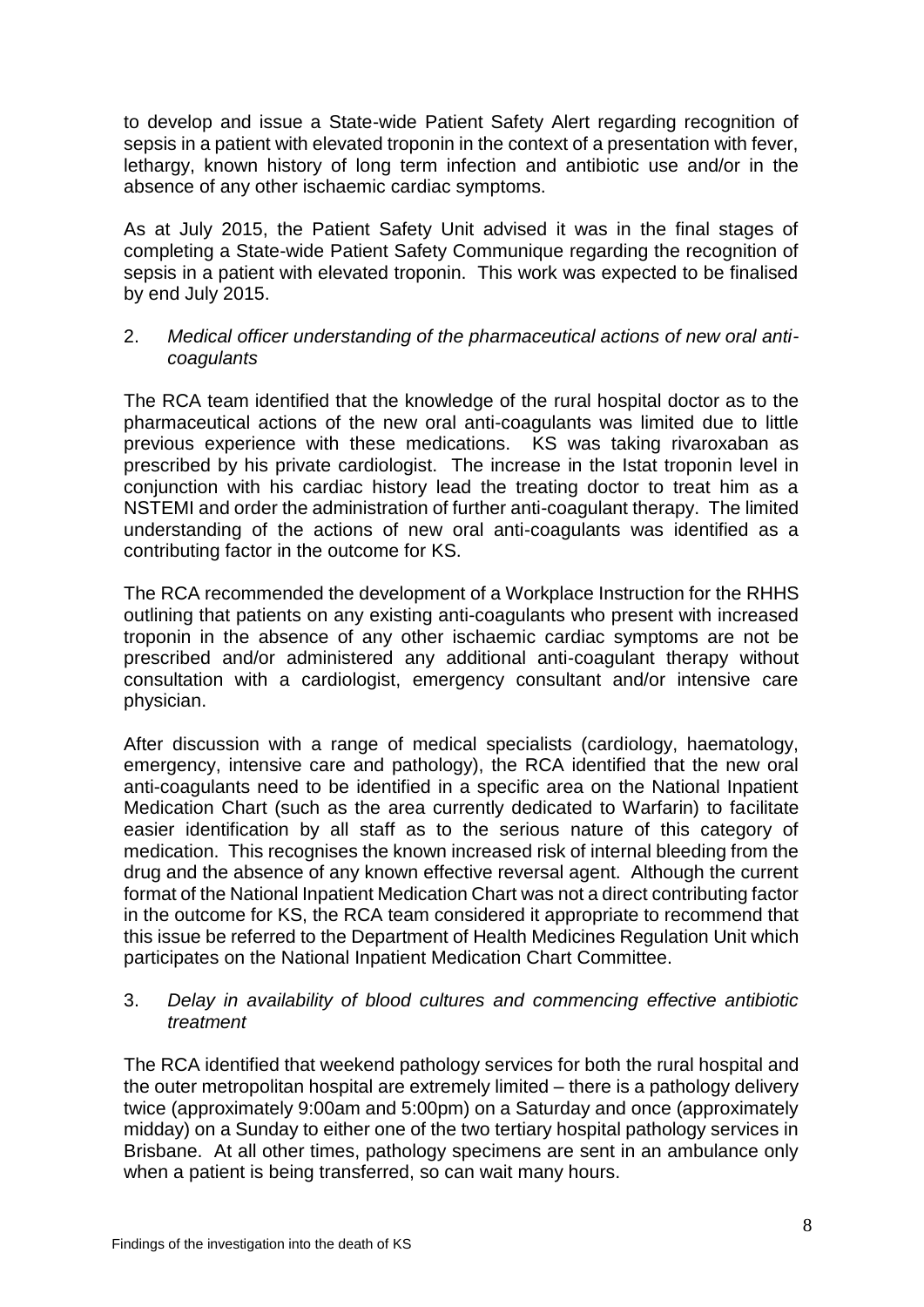to develop and issue a State-wide Patient Safety Alert regarding recognition of sepsis in a patient with elevated troponin in the context of a presentation with fever, lethargy, known history of long term infection and antibiotic use and/or in the absence of any other ischaemic cardiac symptoms.

As at July 2015, the Patient Safety Unit advised it was in the final stages of completing a State-wide Patient Safety Communique regarding the recognition of sepsis in a patient with elevated troponin. This work was expected to be finalised by end July 2015.

2. *Medical officer understanding of the pharmaceutical actions of new oral anti-coagulants*

The RCA team identified that the knowledge of the rural hospital doctor as to the pharmaceutical actions of the new oral anti-coagulants was limited due to little previous experience with these medications. KS was taking rivaroxaban as prescribed by his private cardiologist. The increase in the Istat troponin level in conjunction with his cardiac history lead the treating doctor to treat him as a NSTEMI and order the administration of further anti-coagulant therapy. The limited understanding of the actions of new oral anti-coagulants was identified as a contributing factor in the outcome for KS.

The RCA recommended the development of a Workplace Instruction for the RHHS outlining that patients on any existing anti-coagulants who present with increased troponin in the absence of any other ischaemic cardiac symptoms are not be prescribed and/or administered any additional anti-coagulant therapy without consultation with a cardiologist, emergency consultant and/or intensive care physician.

After discussion with a range of medical specialists (cardiology, haematology, emergency, intensive care and pathology), the RCA identified that the new oral anti-coagulants need to be identified in a specific area on the National Inpatient Medication Chart (such as the area currently dedicated to Warfarin) to facilitate easier identification by all staff as to the serious nature of this category of medication. This recognises the known increased risk of internal bleeding from the drug and the absence of any known effective reversal agent. Although the current format of the National Inpatient Medication Chart was not a direct contributing factor in the outcome for KS, the RCA team considered it appropriate to recommend that this issue be referred to the Department of Health Medicines Regulation Unit which participates on the National Inpatient Medication Chart Committee.

3. *Delay in availability of blood cultures and commencing effective antibiotic treatment*

The RCA identified that weekend pathology services for both the rural hospital and the outer metropolitan hospital are extremely limited – there is a pathology delivery twice (approximately 9:00am and 5:00pm) on a Saturday and once (approximately midday) on a Sunday to either one of the two tertiary hospital pathology services in Brisbane. At all other times, pathology specimens are sent in an ambulance only when a patient is being transferred, so can wait many hours.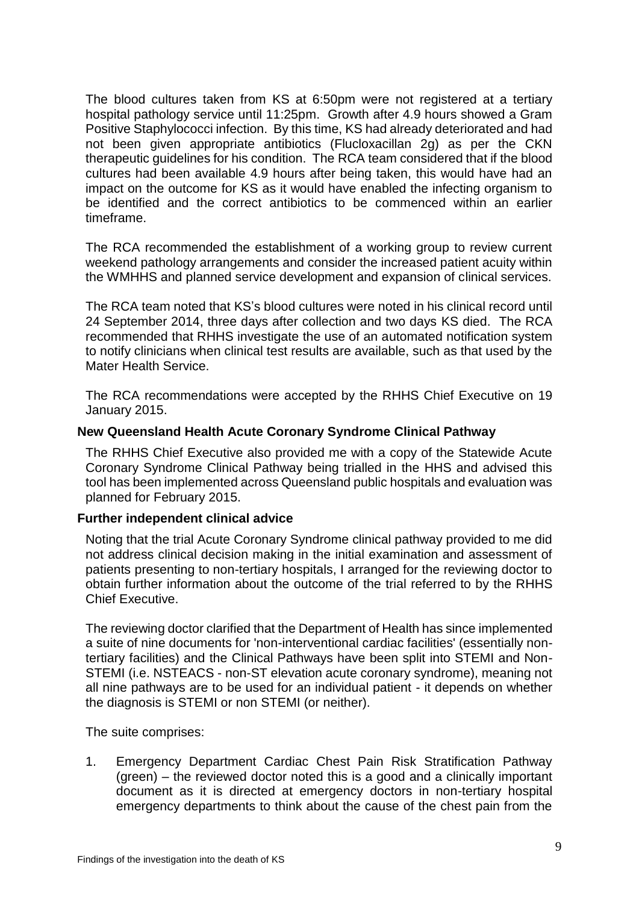The blood cultures taken from KS at 6:50pm were not registered at a tertiary hospital pathology service until 11:25pm. Growth after 4.9 hours showed a Gram Positive Staphylococci infection. By this time, KS had already deteriorated and had not been given appropriate antibiotics (Flucloxacillan 2g) as per the CKN therapeutic guidelines for his condition. The RCA team considered that if the blood cultures had been available 4.9 hours after being taken, this would have had an impact on the outcome for KS as it would have enabled the infecting organism to be identified and the correct antibiotics to be commenced within an earlier timeframe.

The RCA recommended the establishment of a working group to review current weekend pathology arrangements and consider the increased patient acuity within the WMHHS and planned service development and expansion of clinical services.

The RCA team noted that KS's blood cultures were noted in his clinical record until 24 September 2014, three days after collection and two days KS died. The RCA recommended that RHHS investigate the use of an automated notification system to notify clinicians when clinical test results are available, such as that used by the Mater Health Service.

The RCA recommendations were accepted by the RHHS Chief Executive on 19 January 2015.

**New Queensland Health Acute Coronary Syndrome Clinical Pathway**

The RHHS Chief Executive also provided me with a copy of the Statewide Acute Coronary Syndrome Clinical Pathway being trialled in the HHS and advised this tool has been implemented across Queensland public hospitals and evaluation was planned for February 2015.

**Further independent clinical advice**

Noting that the trial Acute Coronary Syndrome clinical pathway provided to me did not address clinical decision making in the initial examination and assessment of patients presenting to non-tertiary hospitals, I arranged for the reviewing doctor to obtain further information about the outcome of the trial referred to by the RHHS Chief Executive.

The reviewing doctor clarified that the Department of Health has since implemented a suite of nine documents for 'non-interventional cardiac facilities' (essentially non-tertiary facilities) and the Clinical Pathways have been split into STEMI and Non-STEMI (i.e. NSTEACS - non-ST elevation acute coronary syndrome), meaning not all nine pathways are to be used for an individual patient - it depends on whether the diagnosis is STEMI or non STEMI (or neither).

The suite comprises:

1. Emergency Department Cardiac Chest Pain Risk Stratification Pathway (green) – the reviewed doctor noted this is a good and a clinically important document as it is directed at emergency doctors in non-tertiary hospital emergency departments to think about the cause of the chest pain from the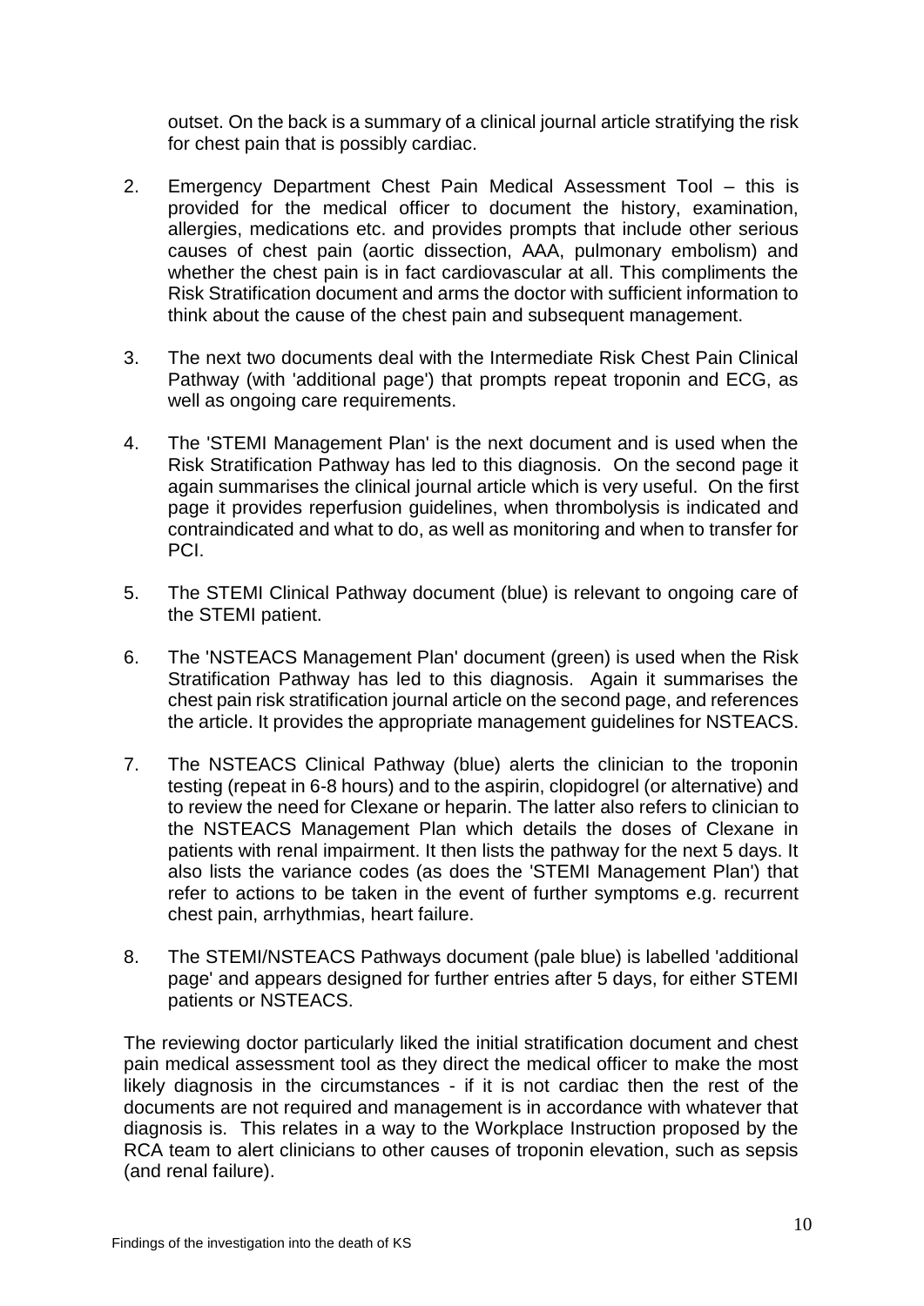outset. On the back is a summary of a clinical journal article stratifying the risk for chest pain that is possibly cardiac.

2. Emergency Department Chest Pain Medical Assessment Tool – this is provided for the medical officer to document the history, examination, allergies, medications etc. and provides prompts that include other serious causes of chest pain (aortic dissection, AAA, pulmonary embolism) and whether the chest pain is in fact cardiovascular at all. This compliments the Risk Stratification document and arms the doctor with sufficient information to think about the cause of the chest pain and subsequent management.

3. The next two documents deal with the Intermediate Risk Chest Pain Clinical Pathway (with 'additional page') that prompts repeat troponin and ECG, as well as ongoing care requirements.

4. The 'STEMI Management Plan' is the next document and is used when the Risk Stratification Pathway has led to this diagnosis. On the second page it again summarises the clinical journal article which is very useful. On the first page it provides reperfusion guidelines, when thrombolysis is indicated and contraindicated and what to do, as well as monitoring and when to transfer for PCI.

5. The STEMI Clinical Pathway document (blue) is relevant to ongoing care of the STEMI patient.

6. The 'NSTEACS Management Plan' document (green) is used when the Risk Stratification Pathway has led to this diagnosis. Again it summarises the chest pain risk stratification journal article on the second page, and references the article. It provides the appropriate management guidelines for NSTEACS.

7. The NSTEACS Clinical Pathway (blue) alerts the clinician to the troponin testing (repeat in 6-8 hours) and to the aspirin, clopidogrel (or alternative) and to review the need for Clexane or heparin. The latter also refers to clinician to the NSTEACS Management Plan which details the doses of Clexane in patients with renal impairment. It then lists the pathway for the next 5 days. It also lists the variance codes (as does the 'STEMI Management Plan') that refer to actions to be taken in the event of further symptoms e.g. recurrent chest pain, arrhythmias, heart failure.

8. The STEMI/NSTEACS Pathways document (pale blue) is labelled 'additional page' and appears designed for further entries after 5 days, for either STEMI patients or NSTEACS.

The reviewing doctor particularly liked the initial stratification document and chest pain medical assessment tool as they direct the medical officer to make the most likely diagnosis in the circumstances - if it is not cardiac then the rest of the documents are not required and management is in accordance with whatever that diagnosis is. This relates in a way to the Workplace Instruction proposed by the RCA team to alert clinicians to other causes of troponin elevation, such as sepsis (and renal failure).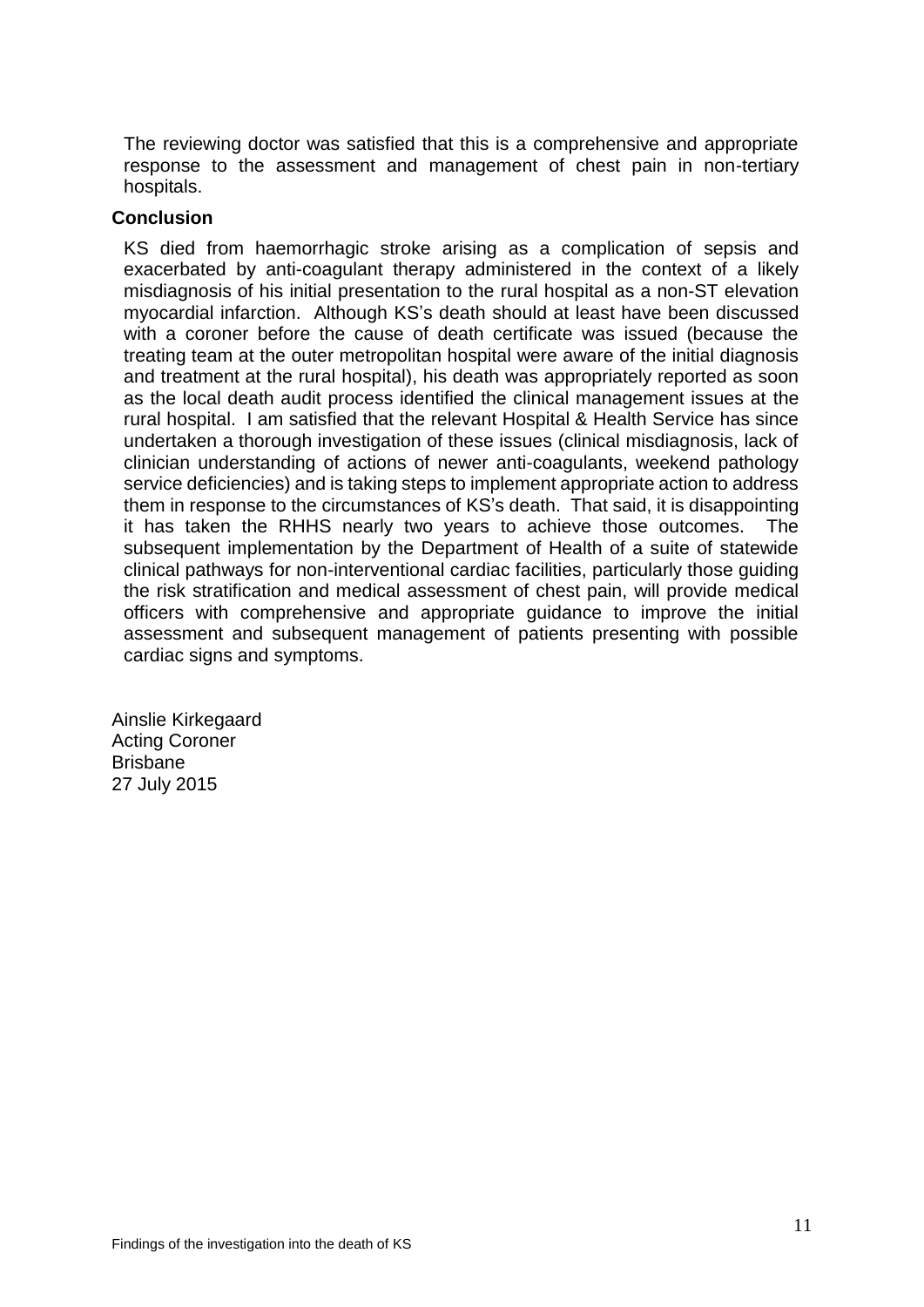The reviewing doctor was satisfied that this is a comprehensive and appropriate response to the assessment and management of chest pain in non-tertiary hospitals.

## Conclusion

KS died from haemorrhagic stroke arising as a complication of sepsis and exacerbated by anti-coagulant therapy administered in the context of a likely misdiagnosis of his initial presentation to the rural hospital as a non-ST elevation myocardial infarction. Although KS's death should at least have been discussed with a coroner before the cause of death certificate was issued (because the treating team at the outer metropolitan hospital were aware of the initial diagnosis and treatment at the rural hospital), his death was appropriately reported as soon as the local death audit process identified the clinical management issues at the rural hospital. I am satisfied that the relevant Hospital & Health Service has since undertaken a thorough investigation of these issues (clinical misdiagnosis, lack of clinician understanding of actions of newer anti-coagulants, weekend pathology service deficiencies) and is taking steps to implement appropriate action to address them in response to the circumstances of KS's death. That said, it is disappointing it has taken the RHHS nearly two years to achieve those outcomes. The subsequent implementation by the Department of Health of a suite of statewide clinical pathways for non-interventional cardiac facilities, particularly those guiding the risk stratification and medical assessment of chest pain, will provide medical officers with comprehensive and appropriate guidance to improve the initial assessment and subsequent management of patients presenting with possible cardiac signs and symptoms.

Ainslie Kirkegaard
Acting Coroner
Brisbane
27 July 2015